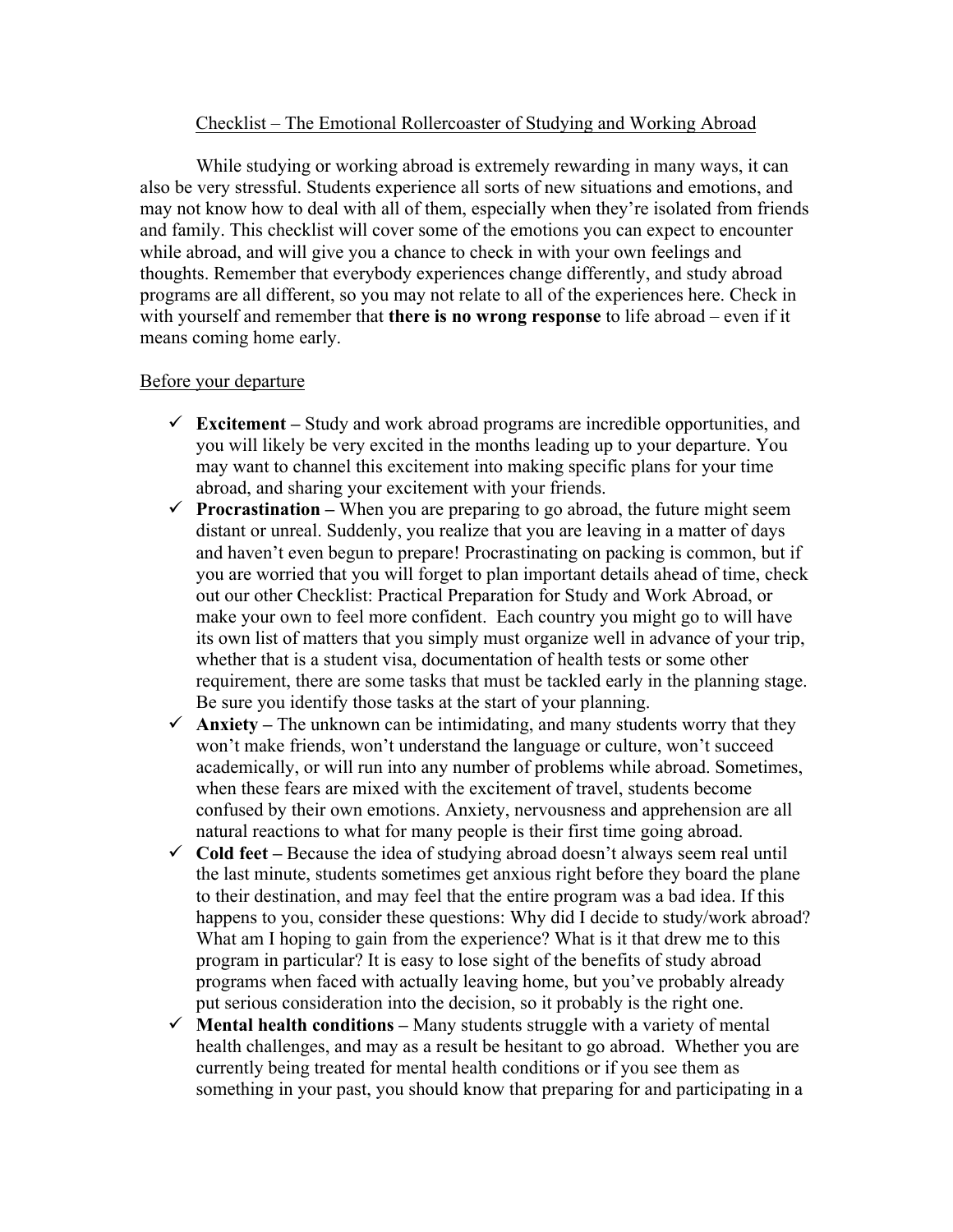# Checklist – The Emotional Rollercoaster of Studying and Working Abroad

While studying or working abroad is extremely rewarding in many ways, it can also be very stressful. Students experience all sorts of new situations and emotions, and may not know how to deal with all of them, especially when they're isolated from friends and family. This checklist will cover some of the emotions you can expect to encounter while abroad, and will give you a chance to check in with your own feelings and thoughts. Remember that everybody experiences change differently, and study abroad programs are all different, so you may not relate to all of the experiences here. Check in with yourself and remember that **there is no wrong response** to life abroad – even if it means coming home early.

## Before your departure

- ✓ **Excitement –** Study and work abroad programs are incredible opportunities, and you will likely be very excited in the months leading up to your departure. You may want to channel this excitement into making specific plans for your time abroad, and sharing your excitement with your friends.
- ✓ **Procrastination –** When you are preparing to go abroad, the future might seem distant or unreal. Suddenly, you realize that you are leaving in a matter of days and haven't even begun to prepare! Procrastinating on packing is common, but if you are worried that you will forget to plan important details ahead of time, check out our other Checklist: Practical Preparation for Study and Work Abroad, or make your own to feel more confident. Each country you might go to will have its own list of matters that you simply must organize well in advance of your trip, whether that is a student visa, documentation of health tests or some other requirement, there are some tasks that must be tackled early in the planning stage. Be sure you identify those tasks at the start of your planning.
- ✓ **Anxiety –** The unknown can be intimidating, and many students worry that they won't make friends, won't understand the language or culture, won't succeed academically, or will run into any number of problems while abroad. Sometimes, when these fears are mixed with the excitement of travel, students become confused by their own emotions. Anxiety, nervousness and apprehension are all natural reactions to what for many people is their first time going abroad.
- ✓ **Cold feet –** Because the idea of studying abroad doesn't always seem real until the last minute, students sometimes get anxious right before they board the plane to their destination, and may feel that the entire program was a bad idea. If this happens to you, consider these questions: Why did I decide to study/work abroad? What am I hoping to gain from the experience? What is it that drew me to this program in particular? It is easy to lose sight of the benefits of study abroad programs when faced with actually leaving home, but you've probably already put serious consideration into the decision, so it probably is the right one.
- ✓ **Mental health conditions –** Many students struggle with a variety of mental health challenges, and may as a result be hesitant to go abroad. Whether you are currently being treated for mental health conditions or if you see them as something in your past, you should know that preparing for and participating in a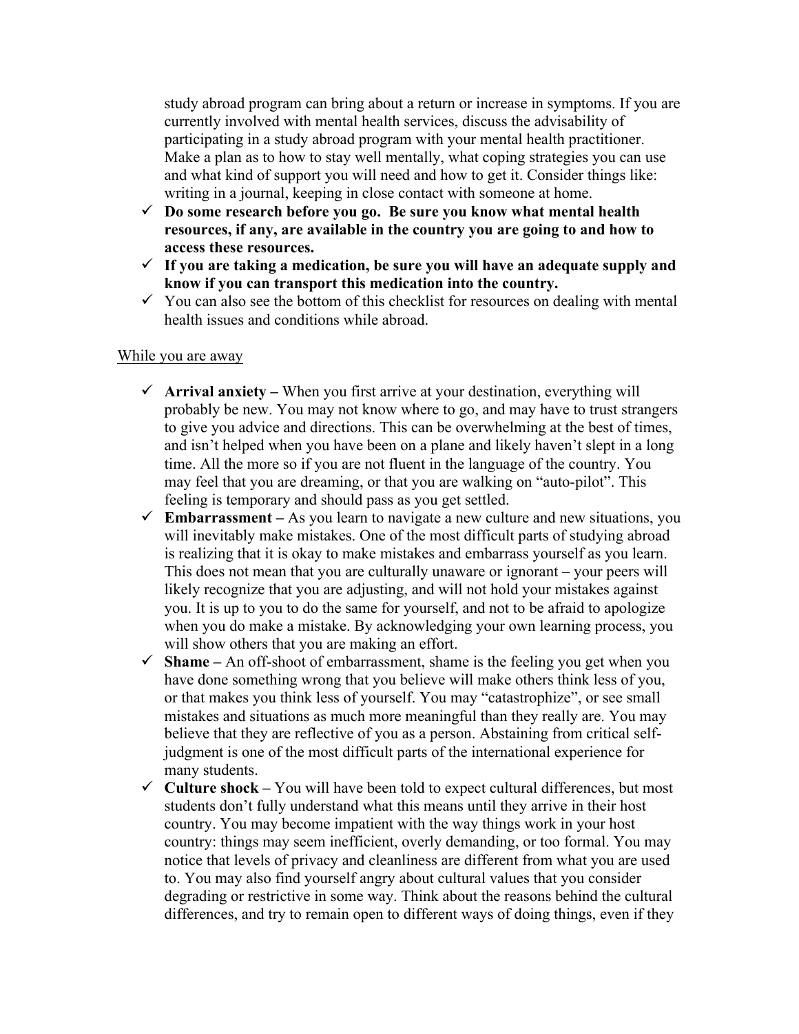study abroad program can bring about a return or increase in symptoms. If you are currently involved with mental health services, discuss the advisability of participating in a study abroad program with your mental health practitioner. Make a plan as to how to stay well mentally, what coping strategies you can use and what kind of support you will need and how to get it. Consider things like: writing in a journal, keeping in close contact with someone at home.

- ✓ **Do some research before you go. Be sure you know what mental health resources, if any, are available in the country you are going to and how to access these resources.**
- ✓ **If you are taking a medication, be sure you will have an adequate supply and know if you can transport this medication into the country.**
- ✓ You can also see the bottom of this checklist for resources on dealing with mental health issues and conditions while abroad.

<u>While you are away</u>

- ✓ **Arrival anxiety –** When you first arrive at your destination, everything will probably be new. You may not know where to go, and may have to trust strangers to give you advice and directions. This can be overwhelming at the best of times, and isn't helped when you have been on a plane and likely haven't slept in a long time. All the more so if you are not fluent in the language of the country. You may feel that you are dreaming, or that you are walking on "auto-pilot". This feeling is temporary and should pass as you get settled.
- ✓ **Embarrassment –** As you learn to navigate a new culture and new situations, you will inevitably make mistakes. One of the most difficult parts of studying abroad is realizing that it is okay to make mistakes and embarrass yourself as you learn. This does not mean that you are culturally unaware or ignorant – your peers will likely recognize that you are adjusting, and will not hold your mistakes against you. It is up to you to do the same for yourself, and not to be afraid to apologize when you do make a mistake. By acknowledging your own learning process, you will show others that you are making an effort.
- ✓ **Shame –** An off-shoot of embarrassment, shame is the feeling you get when you have done something wrong that you believe will make others think less of you, or that makes you think less of yourself. You may "catastrophize", or see small mistakes and situations as much more meaningful than they really are. You may believe that they are reflective of you as a person. Abstaining from critical self-judgment is one of the most difficult parts of the international experience for many students.
- ✓ **Culture shock –** You will have been told to expect cultural differences, but most students don't fully understand what this means until they arrive in their host country. You may become impatient with the way things work in your host country: things may seem inefficient, overly demanding, or too formal. You may notice that levels of privacy and cleanliness are different from what you are used to. You may also find yourself angry about cultural values that you consider degrading or restrictive in some way. Think about the reasons behind the cultural differences, and try to remain open to different ways of doing things, even if they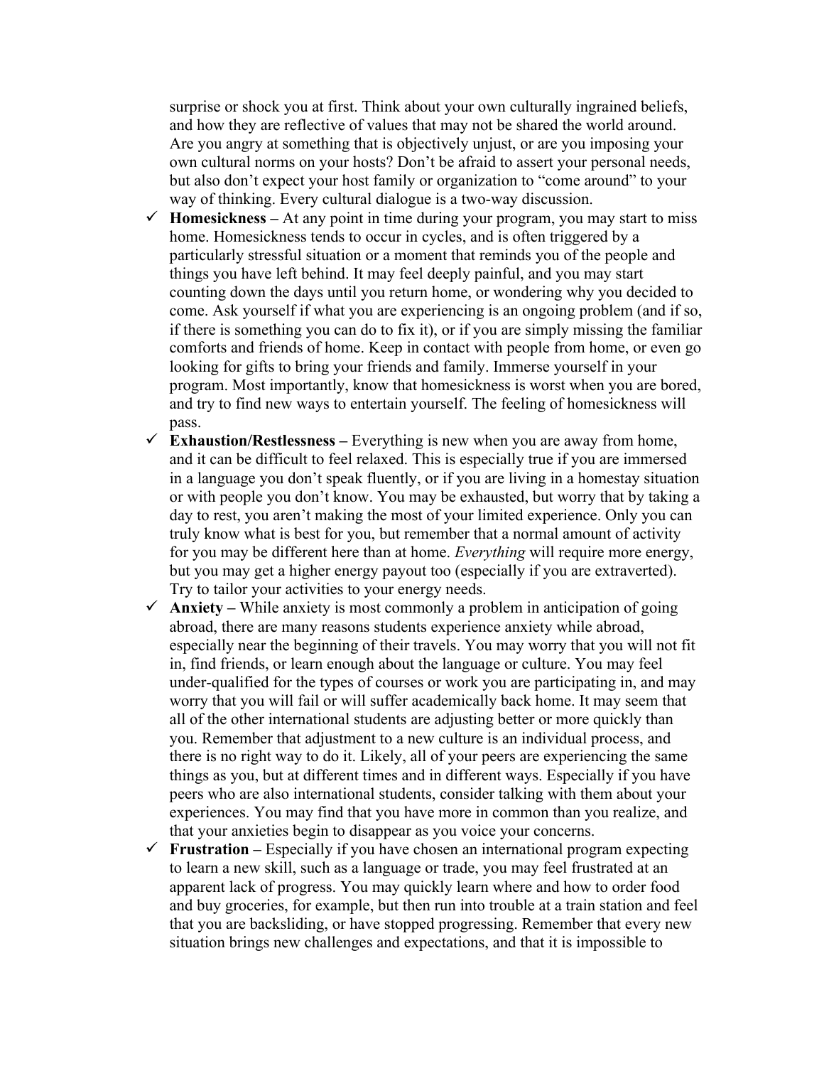surprise or shock you at first. Think about your own culturally ingrained beliefs, and how they are reflective of values that may not be shared the world around. Are you angry at something that is objectively unjust, or are you imposing your own cultural norms on your hosts? Don't be afraid to assert your personal needs, but also don't expect your host family or organization to "come around" to your way of thinking. Every cultural dialogue is a two-way discussion.

- ✓ **Homesickness –** At any point in time during your program, you may start to miss home. Homesickness tends to occur in cycles, and is often triggered by a particularly stressful situation or a moment that reminds you of the people and things you have left behind. It may feel deeply painful, and you may start counting down the days until you return home, or wondering why you decided to come. Ask yourself if what you are experiencing is an ongoing problem (and if so, if there is something you can do to fix it), or if you are simply missing the familiar comforts and friends of home. Keep in contact with people from home, or even go looking for gifts to bring your friends and family. Immerse yourself in your program. Most importantly, know that homesickness is worst when you are bored, and try to find new ways to entertain yourself. The feeling of homesickness will pass.
- ✓ **Exhaustion/Restlessness –** Everything is new when you are away from home, and it can be difficult to feel relaxed. This is especially true if you are immersed in a language you don't speak fluently, or if you are living in a homestay situation or with people you don't know. You may be exhausted, but worry that by taking a day to rest, you aren't making the most of your limited experience. Only you can truly know what is best for you, but remember that a normal amount of activity for you may be different here than at home. *Everything* will require more energy, but you may get a higher energy payout too (especially if you are extraverted). Try to tailor your activities to your energy needs.
- ✓ **Anxiety –** While anxiety is most commonly a problem in anticipation of going abroad, there are many reasons students experience anxiety while abroad, especially near the beginning of their travels. You may worry that you will not fit in, find friends, or learn enough about the language or culture. You may feel under-qualified for the types of courses or work you are participating in, and may worry that you will fail or will suffer academically back home. It may seem that all of the other international students are adjusting better or more quickly than you. Remember that adjustment to a new culture is an individual process, and there is no right way to do it. Likely, all of your peers are experiencing the same things as you, but at different times and in different ways. Especially if you have peers who are also international students, consider talking with them about your experiences. You may find that you have more in common than you realize, and that your anxieties begin to disappear as you voice your concerns.
- ✓ **Frustration –** Especially if you have chosen an international program expecting to learn a new skill, such as a language or trade, you may feel frustrated at an apparent lack of progress. You may quickly learn where and how to order food and buy groceries, for example, but then run into trouble at a train station and feel that you are backsliding, or have stopped progressing. Remember that every new situation brings new challenges and expectations, and that it is impossible to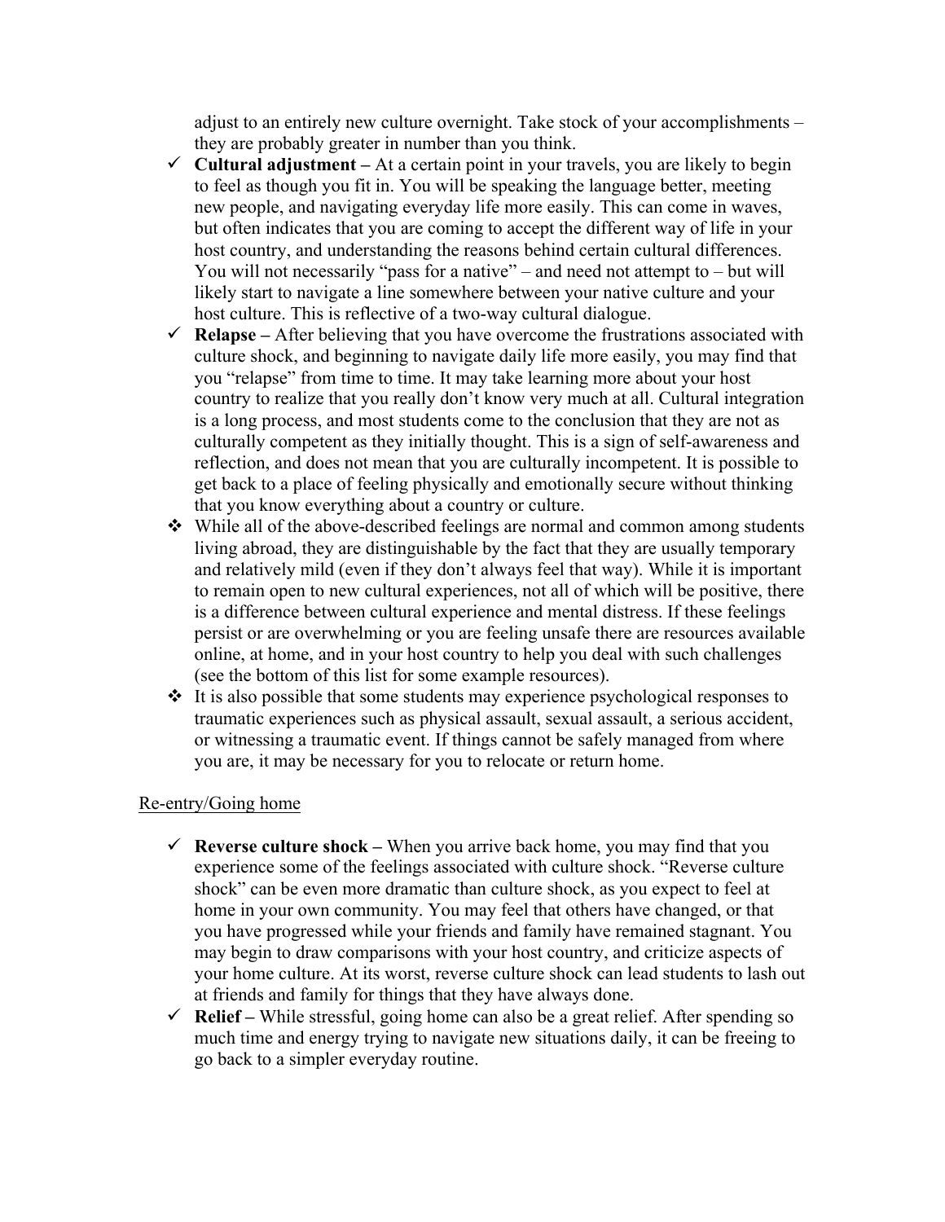adjust to an entirely new culture overnight. Take stock of your accomplishments – they are probably greater in number than you think.

- ✓ **Cultural adjustment –** At a certain point in your travels, you are likely to begin to feel as though you fit in. You will be speaking the language better, meeting new people, and navigating everyday life more easily. This can come in waves, but often indicates that you are coming to accept the different way of life in your host country, and understanding the reasons behind certain cultural differences. You will not necessarily "pass for a native" – and need not attempt to – but will likely start to navigate a line somewhere between your native culture and your host culture. This is reflective of a two-way cultural dialogue.
- ✓ **Relapse –** After believing that you have overcome the frustrations associated with culture shock, and beginning to navigate daily life more easily, you may find that you "relapse" from time to time. It may take learning more about your host country to realize that you really don't know very much at all. Cultural integration is a long process, and most students come to the conclusion that they are not as culturally competent as they initially thought. This is a sign of self-awareness and reflection, and does not mean that you are culturally incompetent. It is possible to get back to a place of feeling physically and emotionally secure without thinking that you know everything about a country or culture.
- ❖ While all of the above-described feelings are normal and common among students living abroad, they are distinguishable by the fact that they are usually temporary and relatively mild (even if they don't always feel that way). While it is important to remain open to new cultural experiences, not all of which will be positive, there is a difference between cultural experience and mental distress. If these feelings persist or are overwhelming or you are feeling unsafe there are resources available online, at home, and in your host country to help you deal with such challenges (see the bottom of this list for some example resources).
- ❖ It is also possible that some students may experience psychological responses to traumatic experiences such as physical assault, sexual assault, a serious accident, or witnessing a traumatic event. If things cannot be safely managed from where you are, it may be necessary for you to relocate or return home.

<u>Re-entry/Going home</u>

- ✓ **Reverse culture shock –** When you arrive back home, you may find that you experience some of the feelings associated with culture shock. "Reverse culture shock" can be even more dramatic than culture shock, as you expect to feel at home in your own community. You may feel that others have changed, or that you have progressed while your friends and family have remained stagnant. You may begin to draw comparisons with your host country, and criticize aspects of your home culture. At its worst, reverse culture shock can lead students to lash out at friends and family for things that they have always done.
- ✓ **Relief –** While stressful, going home can also be a great relief. After spending so much time and energy trying to navigate new situations daily, it can be freeing to go back to a simpler everyday routine.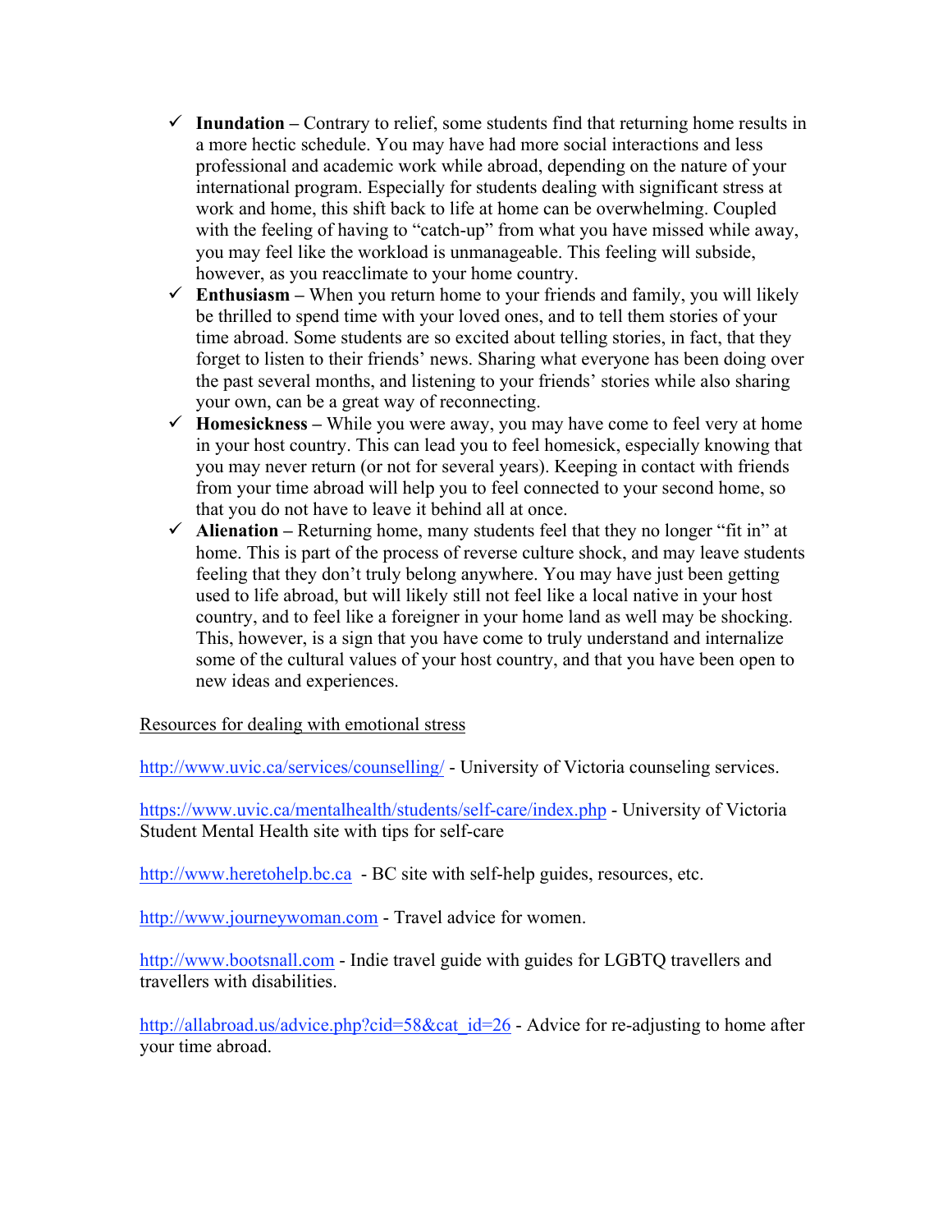- ✓ **Inundation** – Contrary to relief, some students find that returning home results in a more hectic schedule. You may have had more social interactions and less professional and academic work while abroad, depending on the nature of your international program. Especially for students dealing with significant stress at work and home, this shift back to life at home can be overwhelming. Coupled with the feeling of having to "catch-up" from what you have missed while away, you may feel like the workload is unmanageable. This feeling will subside, however, as you reacclimate to your home country.
- ✓ **Enthusiasm** – When you return home to your friends and family, you will likely be thrilled to spend time with your loved ones, and to tell them stories of your time abroad. Some students are so excited about telling stories, in fact, that they forget to listen to their friends' news. Sharing what everyone has been doing over the past several months, and listening to your friends' stories while also sharing your own, can be a great way of reconnecting.
- ✓ **Homesickness** – While you were away, you may have come to feel very at home in your host country. This can lead you to feel homesick, especially knowing that you may never return (or not for several years). Keeping in contact with friends from your time abroad will help you to feel connected to your second home, so that you do not have to leave it behind all at once.
- ✓ **Alienation** – Returning home, many students feel that they no longer "fit in" at home. This is part of the process of reverse culture shock, and may leave students feeling that they don't truly belong anywhere. You may have just been getting used to life abroad, but will likely still not feel like a local native in your host country, and to feel like a foreigner in your home land as well may be shocking. This, however, is a sign that you have come to truly understand and internalize some of the cultural values of your host country, and that you have been open to new ideas and experiences.

Resources for dealing with emotional stress

http://www.uvic.ca/services/counselling/ - University of Victoria counseling services.

https://www.uvic.ca/mentalhealth/students/self-care/index.php - University of Victoria Student Mental Health site with tips for self-care

http://www.heretohelp.bc.ca - BC site with self-help guides, resources, etc.

http://www.journeywoman.com - Travel advice for women.

http://www.bootsnall.com - Indie travel guide with guides for LGBTQ travellers and travellers with disabilities.

http://allabroad.us/advice.php?cid=58&cat_id=26 - Advice for re-adjusting to home after your time abroad.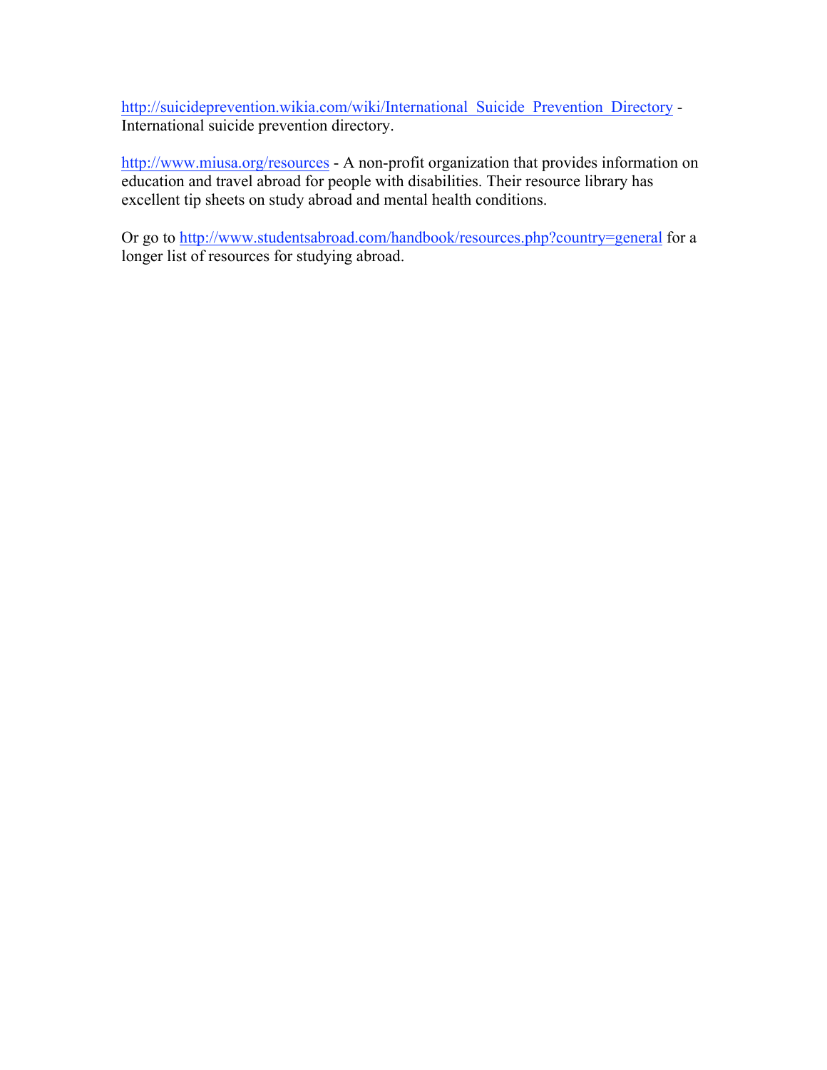http://suicideprevention.wikia.com/wiki/International_Suicide_Prevention_Directory - International suicide prevention directory.

http://www.miusa.org/resources - A non-profit organization that provides information on education and travel abroad for people with disabilities. Their resource library has excellent tip sheets on study abroad and mental health conditions.

Or go to http://www.studentsabroad.com/handbook/resources.php?country=general for a longer list of resources for studying abroad.